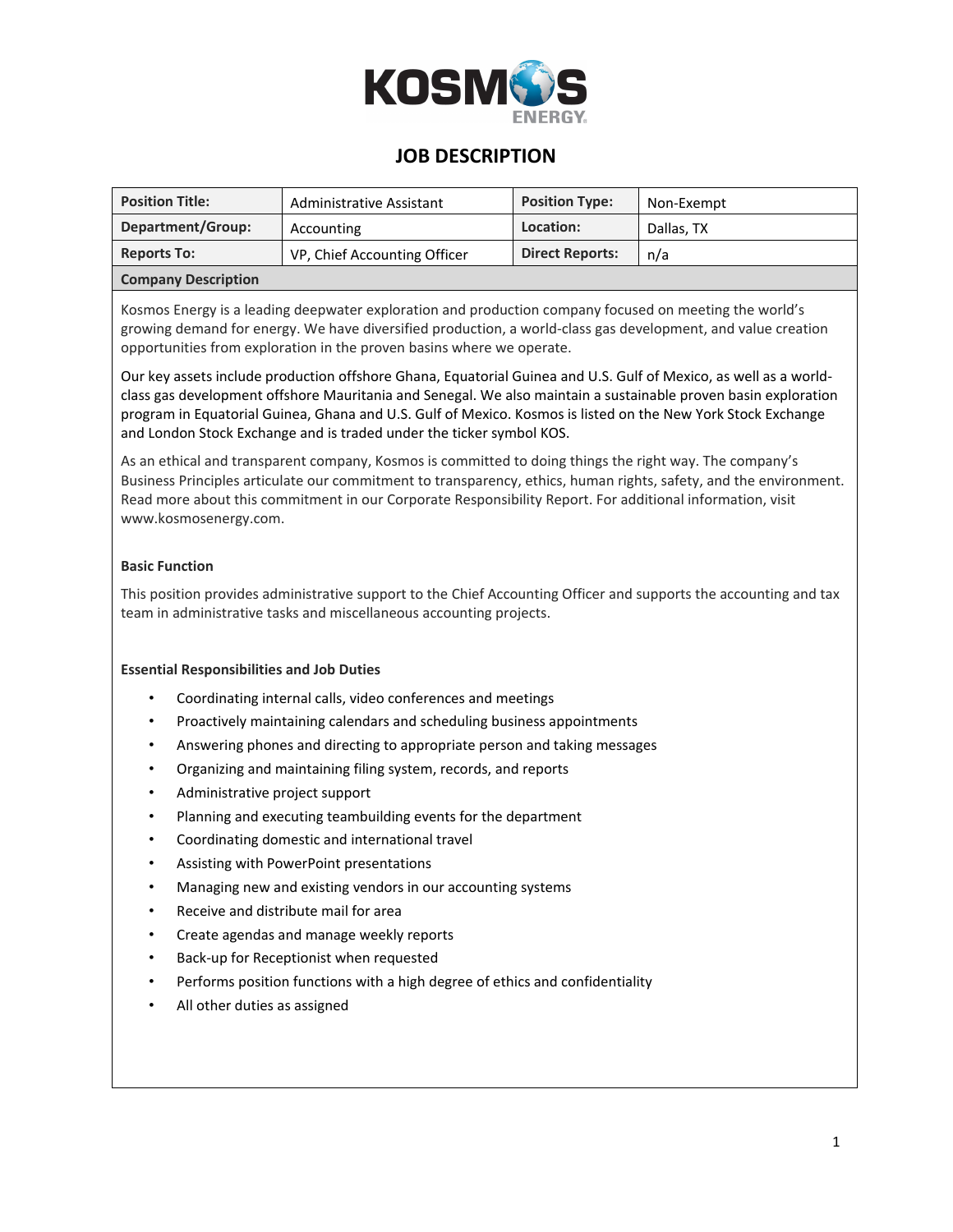# JOB DESCRIPTION

| Position Title: | Administrative Assistant | Position Type: | Non-Exempt |
| --- | --- | --- | --- |
| Department/Group: | Accounting | Location: | Dallas, TX |
| Reports To: | VP, Chief Accounting Officer | Direct Reports: | n/a |

**Company Description**

Kosmos Energy is a leading deepwater exploration and production company focused on meeting the world's growing demand for energy. We have diversified production, a world-class gas development, and value creation opportunities from exploration in the proven basins where we operate.

Our key assets include production offshore Ghana, Equatorial Guinea and U.S. Gulf of Mexico, as well as a world-class gas development offshore Mauritania and Senegal. We also maintain a sustainable proven basin exploration program in Equatorial Guinea, Ghana and U.S. Gulf of Mexico. Kosmos is listed on the New York Stock Exchange and London Stock Exchange and is traded under the ticker symbol KOS.

As an ethical and transparent company, Kosmos is committed to doing things the right way. The company's Business Principles articulate our commitment to transparency, ethics, human rights, safety, and the environment. Read more about this commitment in our Corporate Responsibility Report. For additional information, visit www.kosmosenergy.com.

**Basic Function**

This position provides administrative support to the Chief Accounting Officer and supports the accounting and tax team in administrative tasks and miscellaneous accounting projects.

**Essential Responsibilities and Job Duties**

- Coordinating internal calls, video conferences and meetings
- Proactively maintaining calendars and scheduling business appointments
- Answering phones and directing to appropriate person and taking messages
- Organizing and maintaining filing system, records, and reports
- Administrative project support
- Planning and executing teambuilding events for the department
- Coordinating domestic and international travel
- Assisting with PowerPoint presentations
- Managing new and existing vendors in our accounting systems
- Receive and distribute mail for area
- Create agendas and manage weekly reports
- Back-up for Receptionist when requested
- Performs position functions with a high degree of ethics and confidentiality
- All other duties as assigned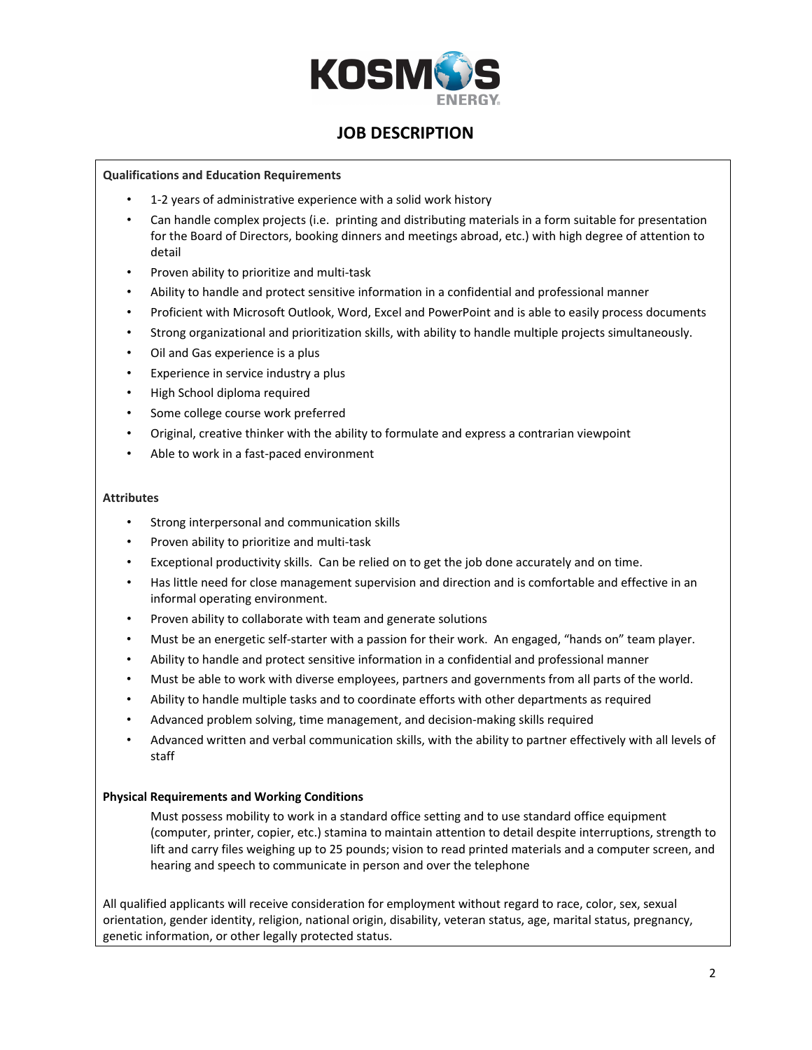# JOB DESCRIPTION

**Qualifications and Education Requirements**

- 1-2 years of administrative experience with a solid work history
- Can handle complex projects (i.e. printing and distributing materials in a form suitable for presentation for the Board of Directors, booking dinners and meetings abroad, etc.) with high degree of attention to detail
- Proven ability to prioritize and multi-task
- Ability to handle and protect sensitive information in a confidential and professional manner
- Proficient with Microsoft Outlook, Word, Excel and PowerPoint and is able to easily process documents
- Strong organizational and prioritization skills, with ability to handle multiple projects simultaneously.
- Oil and Gas experience is a plus
- Experience in service industry a plus
- High School diploma required
- Some college course work preferred
- Original, creative thinker with the ability to formulate and express a contrarian viewpoint
- Able to work in a fast-paced environment

**Attributes**

- Strong interpersonal and communication skills
- Proven ability to prioritize and multi-task
- Exceptional productivity skills. Can be relied on to get the job done accurately and on time.
- Has little need for close management supervision and direction and is comfortable and effective in an informal operating environment.
- Proven ability to collaborate with team and generate solutions
- Must be an energetic self-starter with a passion for their work. An engaged, "hands on" team player.
- Ability to handle and protect sensitive information in a confidential and professional manner
- Must be able to work with diverse employees, partners and governments from all parts of the world.
- Ability to handle multiple tasks and to coordinate efforts with other departments as required
- Advanced problem solving, time management, and decision-making skills required
- Advanced written and verbal communication skills, with the ability to partner effectively with all levels of staff

**Physical Requirements and Working Conditions**

Must possess mobility to work in a standard office setting and to use standard office equipment (computer, printer, copier, etc.) stamina to maintain attention to detail despite interruptions, strength to lift and carry files weighing up to 25 pounds; vision to read printed materials and a computer screen, and hearing and speech to communicate in person and over the telephone

All qualified applicants will receive consideration for employment without regard to race, color, sex, sexual orientation, gender identity, religion, national origin, disability, veteran status, age, marital status, pregnancy, genetic information, or other legally protected status.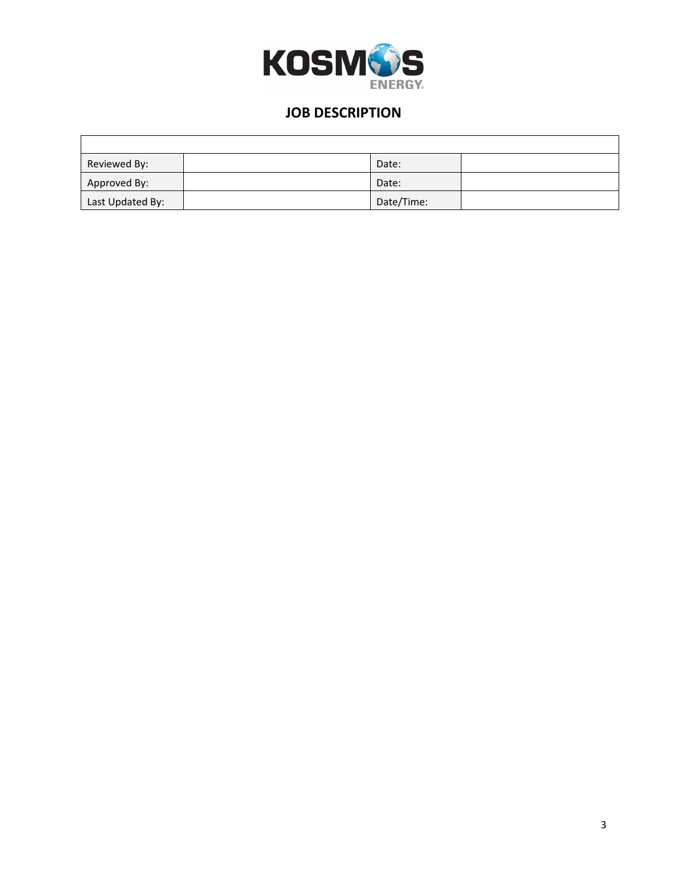KOSMOS ENERGY

## JOB DESCRIPTION

| | | | |
|---|---|---|---|
| Reviewed By: | | Date: | |
| Approved By: | | Date: | |
| Last Updated By: | | Date/Time: | |